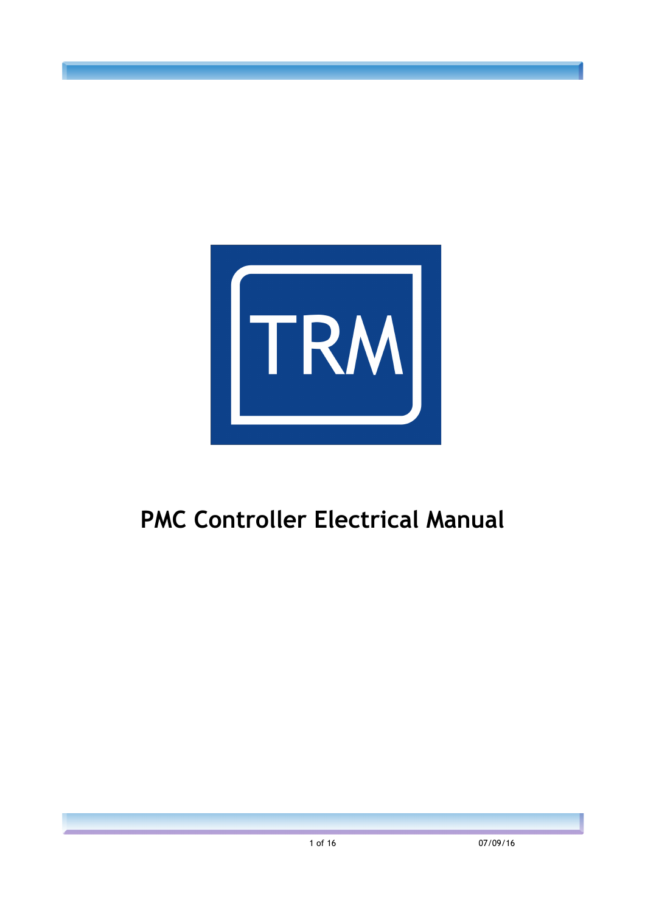TRM

# PMC Controller Electrical Manual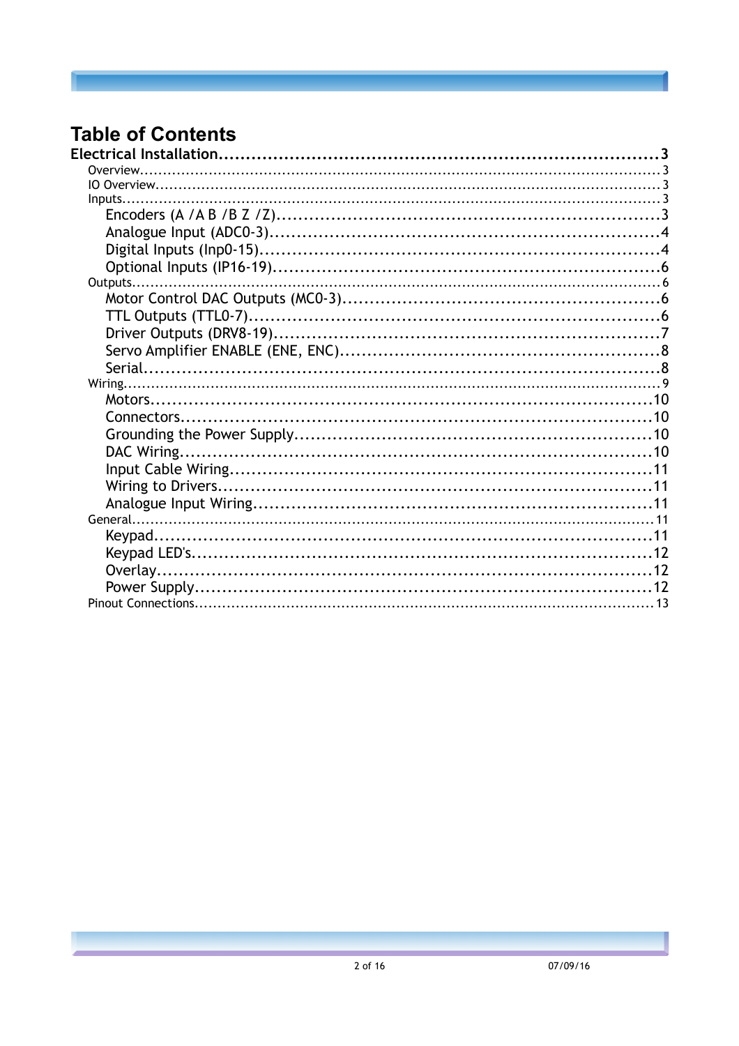# Table of Contents

**Electrical Installation** .......... 3

- Overview .......... 3
- IO Overview .......... 3
- Inputs .......... 3
  - Encoders (A /A B /B Z /Z) .......... 3
  - Analogue Input (ADC0-3) .......... 4
  - Digital Inputs (Inp0-15) .......... 4
  - Optional Inputs (IP16-19) .......... 6
- Outputs .......... 6
  - Motor Control DAC Outputs (MC0-3) .......... 6
  - TTL Outputs (TTL0-7) .......... 6
  - Driver Outputs (DRV8-19) .......... 7
  - Servo Amplifier ENABLE (ENE, ENC) .......... 8
  - Serial .......... 8
- Wiring .......... 9
  - Motors .......... 10
  - Connectors .......... 10
  - Grounding the Power Supply .......... 10
  - DAC Wiring .......... 10
  - Input Cable Wiring .......... 11
  - Wiring to Drivers .......... 11
  - Analogue Input Wiring .......... 11
- General .......... 11
  - Keypad .......... 11
  - Keypad LED's .......... 12
  - Overlay .......... 12
  - Power Supply .......... 12
- Pinout Connections .......... 13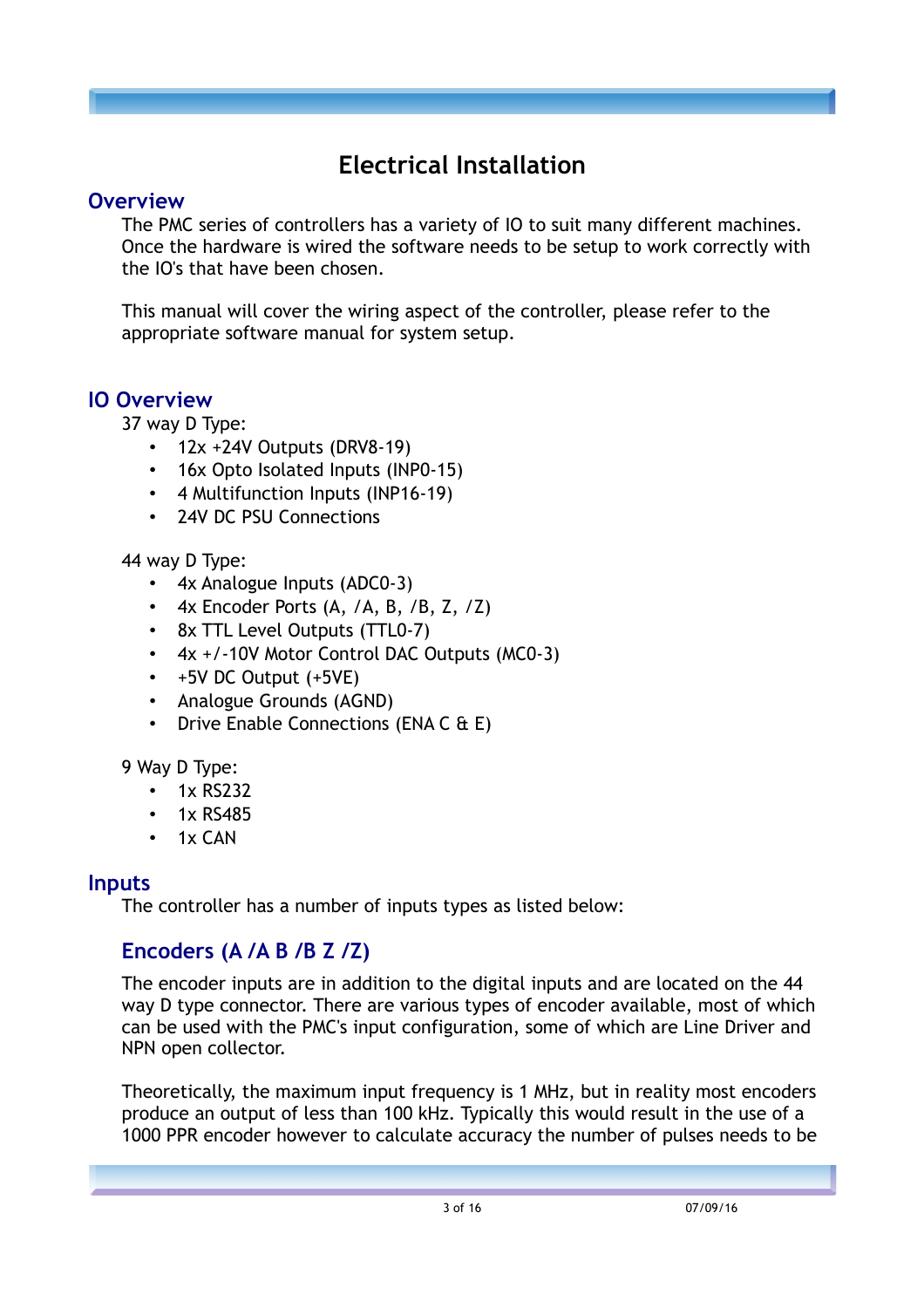# Electrical Installation

## Overview

The PMC series of controllers has a variety of IO to suit many different machines. Once the hardware is wired the software needs to be setup to work correctly with the IO's that have been chosen.

This manual will cover the wiring aspect of the controller, please refer to the appropriate software manual for system setup.

## IO Overview

37 way D Type:

- 12x +24V Outputs (DRV8-19)
- 16x Opto Isolated Inputs (INP0-15)
- 4 Multifunction Inputs (INP16-19)
- 24V DC PSU Connections

44 way D Type:

- 4x Analogue Inputs (ADC0-3)
- 4x Encoder Ports (A, /A, B, /B, Z, /Z)
- 8x TTL Level Outputs (TTL0-7)
- 4x +/-10V Motor Control DAC Outputs (MC0-3)
- +5V DC Output (+5VE)
- Analogue Grounds (AGND)
- Drive Enable Connections (ENA C & E)

9 Way D Type:

- 1x RS232
- 1x RS485
- 1x CAN

## Inputs

The controller has a number of inputs types as listed below:

### Encoders (A /A B /B Z /Z)

The encoder inputs are in addition to the digital inputs and are located on the 44 way D type connector. There are various types of encoder available, most of which can be used with the PMC's input configuration, some of which are Line Driver and NPN open collector.

Theoretically, the maximum input frequency is 1 MHz, but in reality most encoders produce an output of less than 100 kHz. Typically this would result in the use of a 1000 PPR encoder however to calculate accuracy the number of pulses needs to be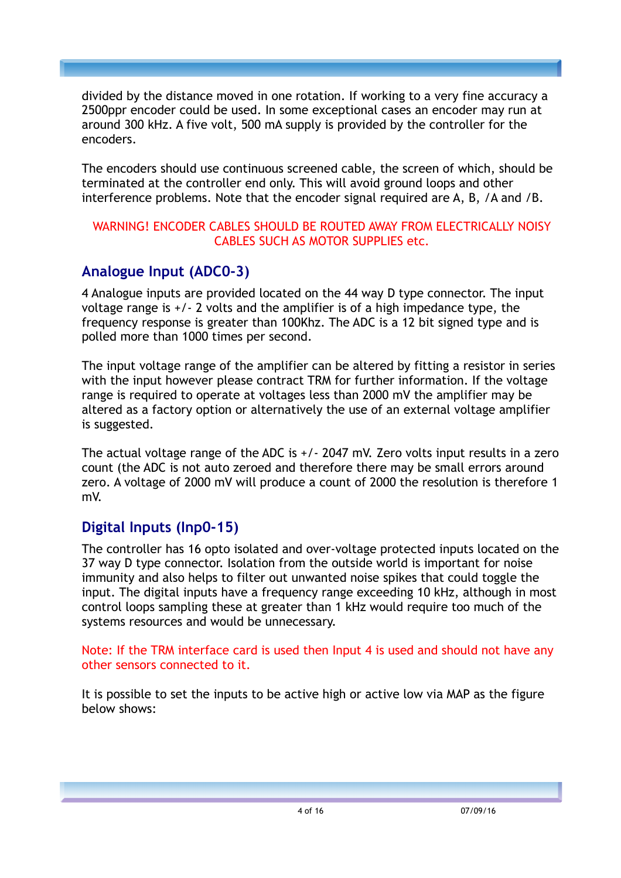divided by the distance moved in one rotation. If working to a very fine accuracy a 2500ppr encoder could be used. In some exceptional cases an encoder may run at around 300 kHz. A five volt, 500 mA supply is provided by the controller for the encoders.

The encoders should use continuous screened cable, the screen of which, should be terminated at the controller end only. This will avoid ground loops and other interference problems. Note that the encoder signal required are A, B, /A and /B.

WARNING! ENCODER CABLES SHOULD BE ROUTED AWAY FROM ELECTRICALLY NOISY CABLES SUCH AS MOTOR SUPPLIES etc.

## Analogue Input (ADC0-3)

4 Analogue inputs are provided located on the 44 way D type connector. The input voltage range is +/- 2 volts and the amplifier is of a high impedance type, the frequency response is greater than 100Khz. The ADC is a 12 bit signed type and is polled more than 1000 times per second.

The input voltage range of the amplifier can be altered by fitting a resistor in series with the input however please contract TRM for further information. If the voltage range is required to operate at voltages less than 2000 mV the amplifier may be altered as a factory option or alternatively the use of an external voltage amplifier is suggested.

The actual voltage range of the ADC is +/- 2047 mV. Zero volts input results in a zero count (the ADC is not auto zeroed and therefore there may be small errors around zero. A voltage of 2000 mV will produce a count of 2000 the resolution is therefore 1 mV.

## Digital Inputs (Inp0-15)

The controller has 16 opto isolated and over-voltage protected inputs located on the 37 way D type connector. Isolation from the outside world is important for noise immunity and also helps to filter out unwanted noise spikes that could toggle the input. The digital inputs have a frequency range exceeding 10 kHz, although in most control loops sampling these at greater than 1 kHz would require too much of the systems resources and would be unnecessary.

Note: If the TRM interface card is used then Input 4 is used and should not have any other sensors connected to it.

It is possible to set the inputs to be active high or active low via MAP as the figure below shows: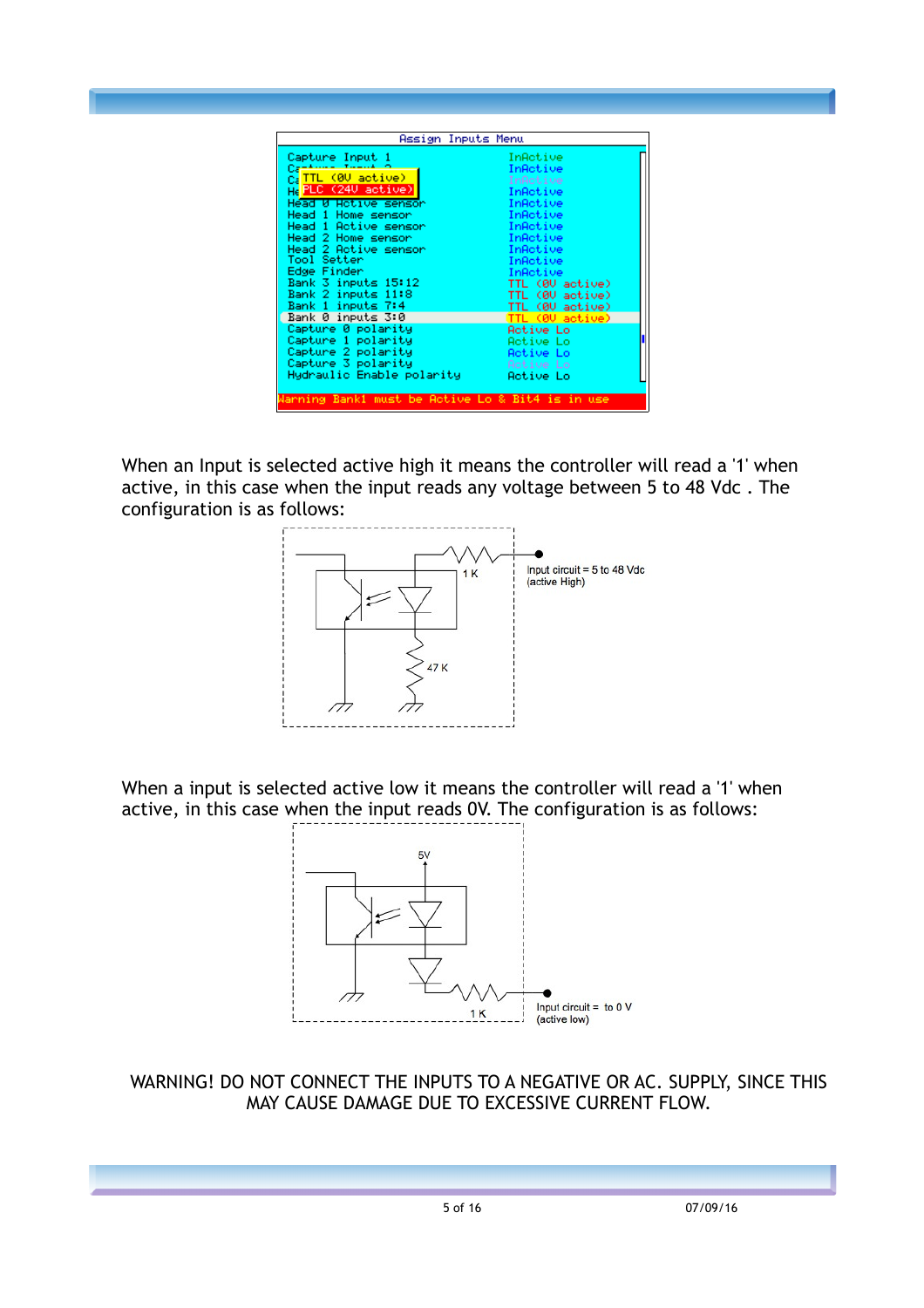When an Input is selected active high it means the controller will read a '1' when active, in this case when the input reads any voltage between 5 to 48 Vdc . The configuration is as follows:

When a input is selected active low it means the controller will read a '1' when active, in this case when the input reads 0V. The configuration is as follows:

WARNING! DO NOT CONNECT THE INPUTS TO A NEGATIVE OR AC. SUPPLY, SINCE THIS MAY CAUSE DAMAGE DUE TO EXCESSIVE CURRENT FLOW.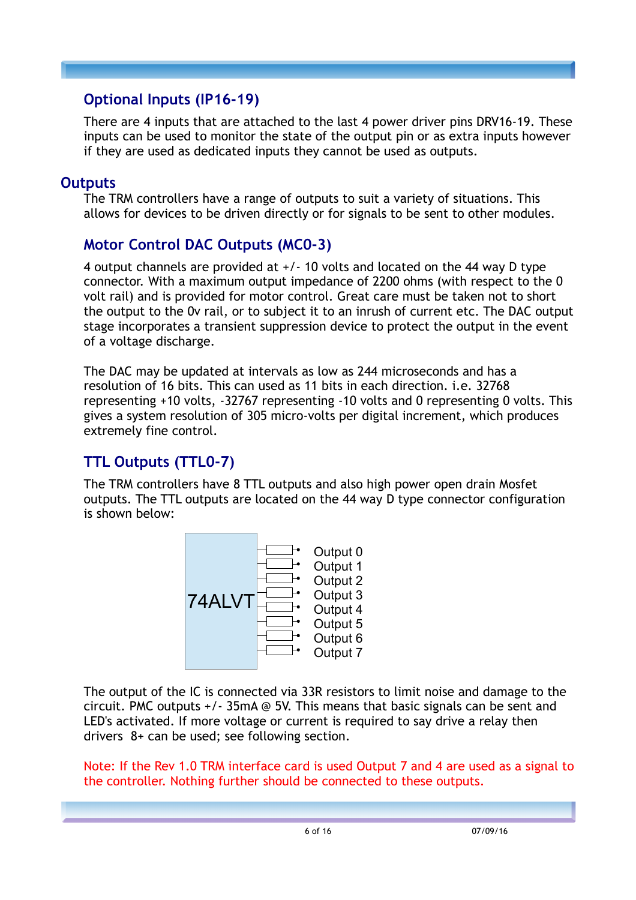## Optional Inputs (IP16-19)

There are 4 inputs that are attached to the last 4 power driver pins DRV16-19. These inputs can be used to monitor the state of the output pin or as extra inputs however if they are used as dedicated inputs they cannot be used as outputs.

# Outputs

The TRM controllers have a range of outputs to suit a variety of situations. This allows for devices to be driven directly or for signals to be sent to other modules.

## Motor Control DAC Outputs (MC0-3)

4 output channels are provided at +/- 10 volts and located on the 44 way D type connector. With a maximum output impedance of 2200 ohms (with respect to the 0 volt rail) and is provided for motor control. Great care must be taken not to short the output to the 0v rail, or to subject it to an inrush of current etc. The DAC output stage incorporates a transient suppression device to protect the output in the event of a voltage discharge.

The DAC may be updated at intervals as low as 244 microseconds and has a resolution of 16 bits. This can used as 11 bits in each direction. i.e. 32768 representing +10 volts, -32767 representing -10 volts and 0 representing 0 volts. This gives a system resolution of 305 micro-volts per digital increment, which produces extremely fine control.

## TTL Outputs (TTL0-7)

The TRM controllers have 8 TTL outputs and also high power open drain Mosfet outputs. The TTL outputs are located on the 44 way D type connector configuration is shown below:

74ALVT

Output 0
Output 1
Output 2
Output 3
Output 4
Output 5
Output 6
Output 7

The output of the IC is connected via 33R resistors to limit noise and damage to the circuit. PMC outputs +/- 35mA @ 5V. This means that basic signals can be sent and LED's activated. If more voltage or current is required to say drive a relay then drivers 8+ can be used; see following section.

Note: If the Rev 1.0 TRM interface card is used Output 7 and 4 are used as a signal to the controller. Nothing further should be connected to these outputs.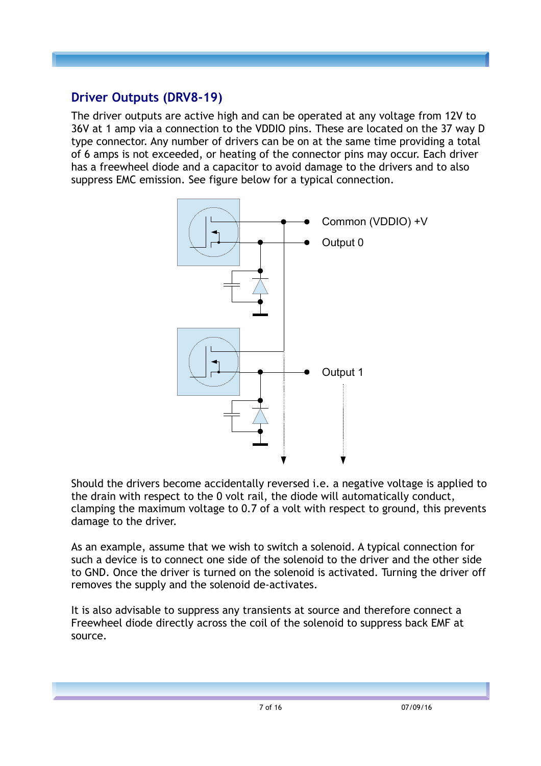## Driver Outputs (DRV8-19)

The driver outputs are active high and can be operated at any voltage from 12V to 36V at 1 amp via a connection to the VDDIO pins. These are located on the 37 way D type connector. Any number of drivers can be on at the same time providing a total of 6 amps is not exceeded, or heating of the connector pins may occur. Each driver has a freewheel diode and a capacitor to avoid damage to the drivers and to also suppress EMC emission. See figure below for a typical connection.

Common (VDDIO) +V

Output 0

Output 1

Should the drivers become accidentally reversed i.e. a negative voltage is applied to the drain with respect to the 0 volt rail, the diode will automatically conduct, clamping the maximum voltage to 0.7 of a volt with respect to ground, this prevents damage to the driver.

As an example, assume that we wish to switch a solenoid. A typical connection for such a device is to connect one side of the solenoid to the driver and the other side to GND. Once the driver is turned on the solenoid is activated. Turning the driver off removes the supply and the solenoid de-activates.

It is also advisable to suppress any transients at source and therefore connect a Freewheel diode directly across the coil of the solenoid to suppress back EMF at source.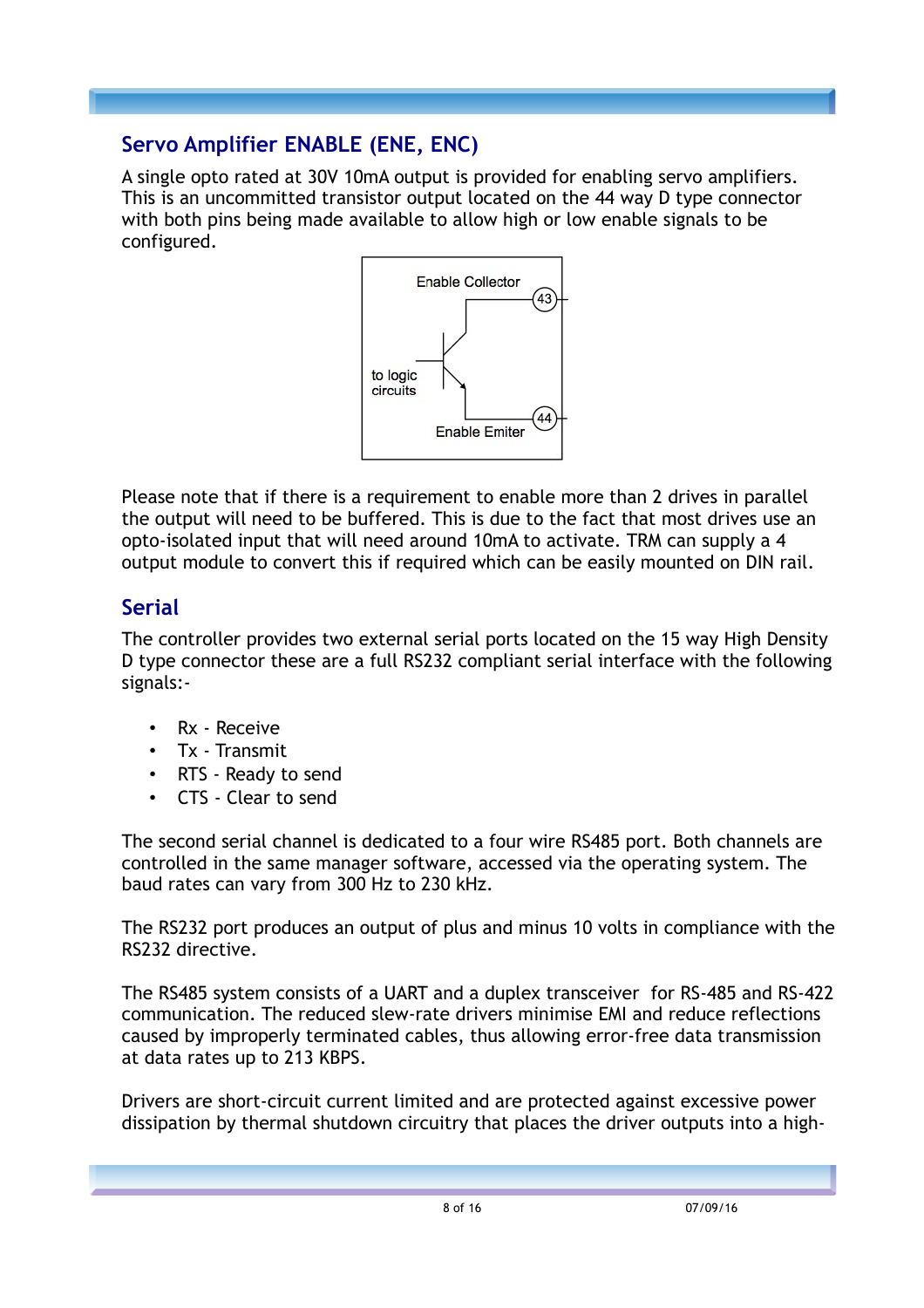## Servo Amplifier ENABLE (ENE, ENC)

A single opto rated at 30V 10mA output is provided for enabling servo amplifiers. This is an uncommitted transistor output located on the 44 way D type connector with both pins being made available to allow high or low enable signals to be configured.

Enable Collector

43

to logic circuits

44

Enable Emiter

Please note that if there is a requirement to enable more than 2 drives in parallel the output will need to be buffered. This is due to the fact that most drives use an opto-isolated input that will need around 10mA to activate. TRM can supply a 4 output module to convert this if required which can be easily mounted on DIN rail.

## Serial

The controller provides two external serial ports located on the 15 way High Density D type connector these are a full RS232 compliant serial interface with the following signals:-

- Rx - Receive
- Tx - Transmit
- RTS - Ready to send
- CTS - Clear to send

The second serial channel is dedicated to a four wire RS485 port. Both channels are controlled in the same manager software, accessed via the operating system. The baud rates can vary from 300 Hz to 230 kHz.

The RS232 port produces an output of plus and minus 10 volts in compliance with the RS232 directive.

The RS485 system consists of a UART and a duplex transceiver for RS-485 and RS-422 communication. The reduced slew-rate drivers minimise EMI and reduce reflections caused by improperly terminated cables, thus allowing error-free data transmission at data rates up to 213 KBPS.

Drivers are short-circuit current limited and are protected against excessive power dissipation by thermal shutdown circuitry that places the driver outputs into a high-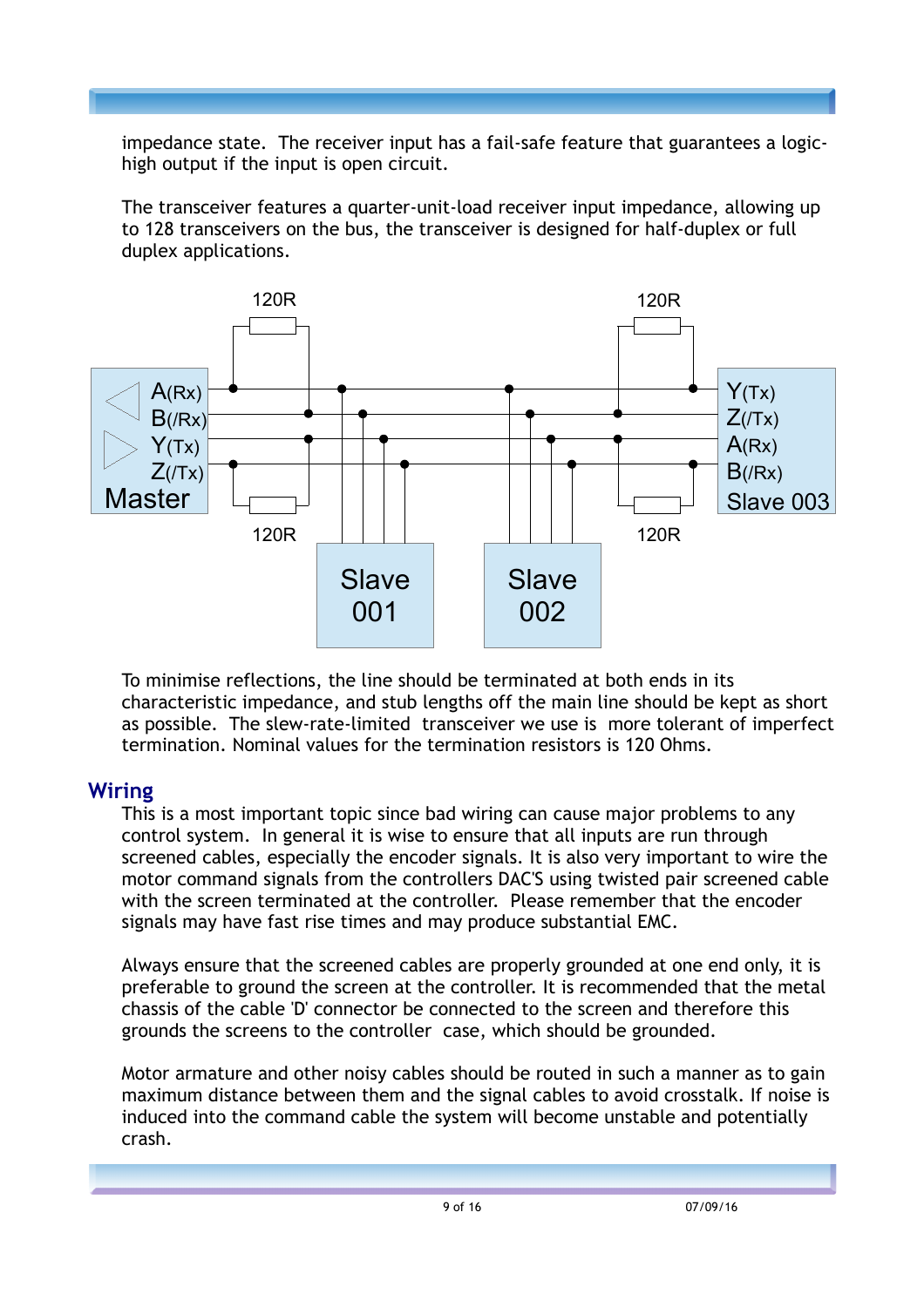impedance state.  The receiver input has a fail-safe feature that guarantees a logic-high output if the input is open circuit.

The transceiver features a quarter-unit-load receiver input impedance, allowing up to 128 transceivers on the bus, the transceiver is designed for half-duplex or full duplex applications.

To minimise reflections, the line should be terminated at both ends in its characteristic impedance, and stub lengths off the main line should be kept as short as possible.  The slew-rate-limited  transceiver we use is  more tolerant of imperfect termination. Nominal values for the termination resistors is 120 Ohms.

## Wiring

This is a most important topic since bad wiring can cause major problems to any control system.  In general it is wise to ensure that all inputs are run through screened cables, especially the encoder signals. It is also very important to wire the motor command signals from the controllers DAC'S using twisted pair screened cable with the screen terminated at the controller.  Please remember that the encoder signals may have fast rise times and may produce substantial EMC.

Always ensure that the screened cables are properly grounded at one end only, it is preferable to ground the screen at the controller. It is recommended that the metal chassis of the cable 'D' connector be connected to the screen and therefore this grounds the screens to the controller  case, which should be grounded.

Motor armature and other noisy cables should be routed in such a manner as to gain maximum distance between them and the signal cables to avoid crosstalk. If noise is induced into the command cable the system will become unstable and potentially crash.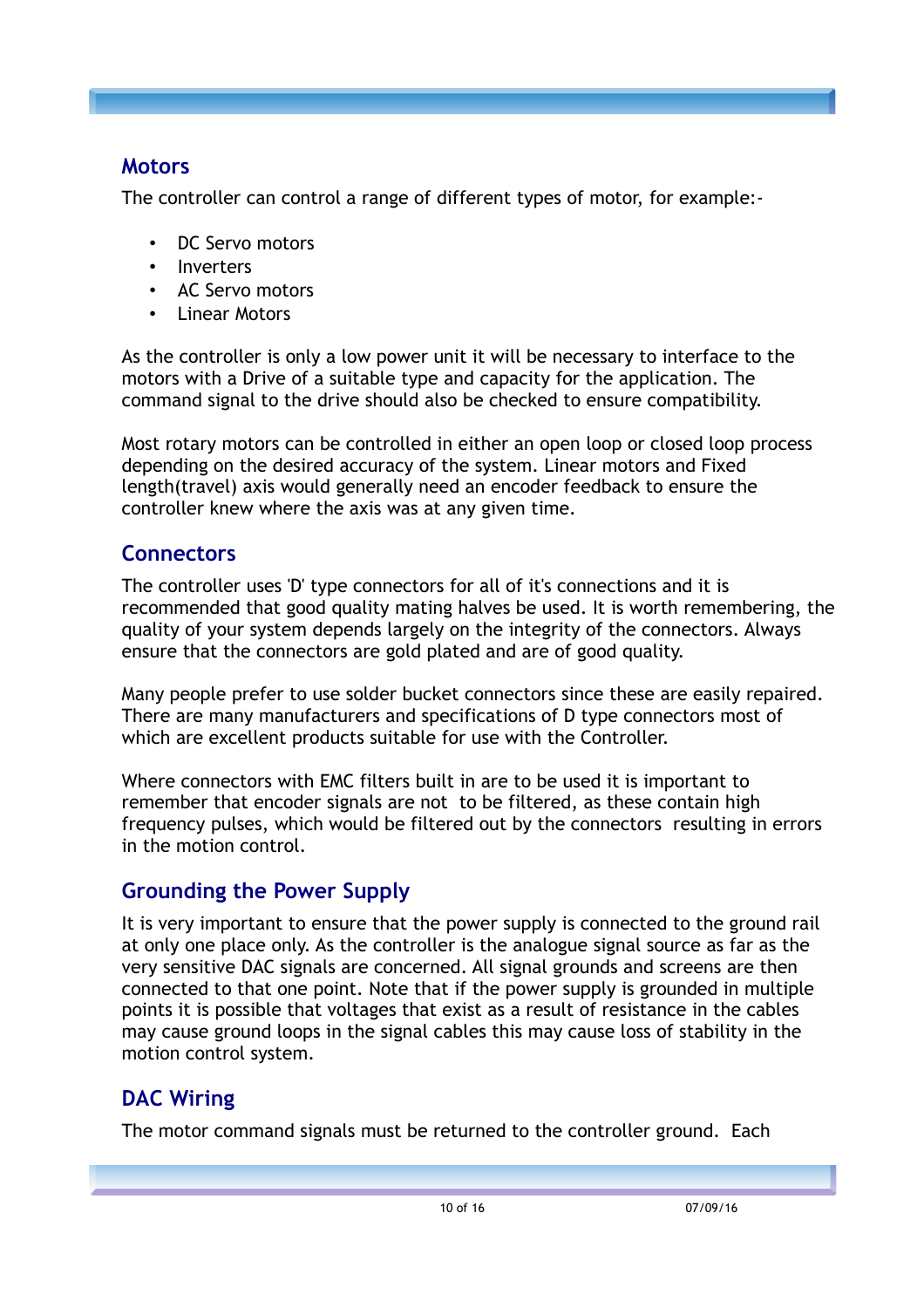## Motors

The controller can control a range of different types of motor, for example:-

- DC Servo motors
- Inverters
- AC Servo motors
- Linear Motors

As the controller is only a low power unit it will be necessary to interface to the motors with a Drive of a suitable type and capacity for the application. The command signal to the drive should also be checked to ensure compatibility.

Most rotary motors can be controlled in either an open loop or closed loop process depending on the desired accuracy of the system. Linear motors and Fixed length(travel) axis would generally need an encoder feedback to ensure the controller knew where the axis was at any given time.

## Connectors

The controller uses 'D' type connectors for all of it's connections and it is recommended that good quality mating halves be used. It is worth remembering, the quality of your system depends largely on the integrity of the connectors. Always ensure that the connectors are gold plated and are of good quality.

Many people prefer to use solder bucket connectors since these are easily repaired. There are many manufacturers and specifications of D type connectors most of which are excellent products suitable for use with the Controller.

Where connectors with EMC filters built in are to be used it is important to remember that encoder signals are not to be filtered, as these contain high frequency pulses, which would be filtered out by the connectors resulting in errors in the motion control.

## Grounding the Power Supply

It is very important to ensure that the power supply is connected to the ground rail at only one place only. As the controller is the analogue signal source as far as the very sensitive DAC signals are concerned. All signal grounds and screens are then connected to that one point. Note that if the power supply is grounded in multiple points it is possible that voltages that exist as a result of resistance in the cables may cause ground loops in the signal cables this may cause loss of stability in the motion control system.

## DAC Wiring

The motor command signals must be returned to the controller ground. Each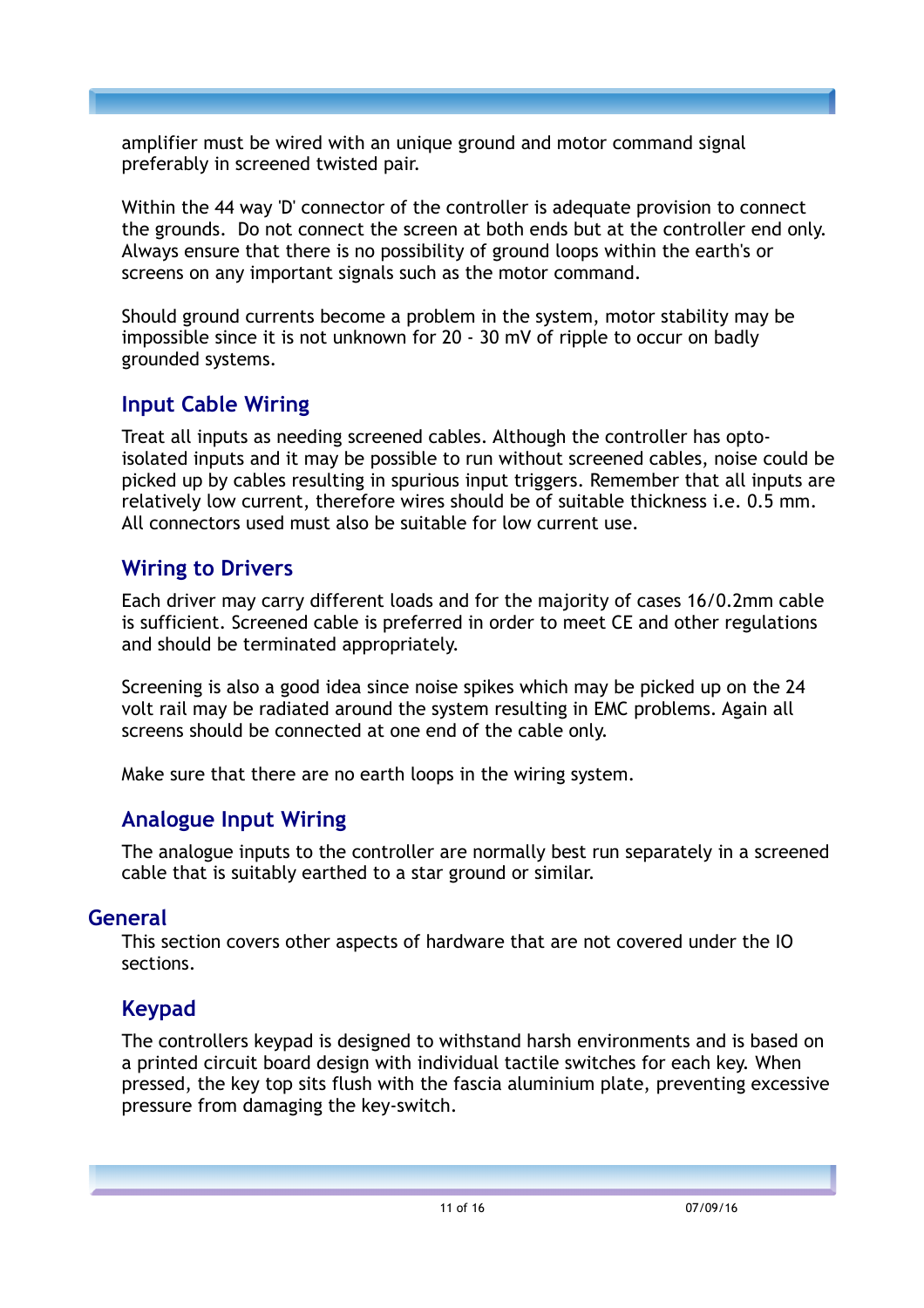amplifier must be wired with an unique ground and motor command signal preferably in screened twisted pair.

Within the 44 way 'D' connector of the controller is adequate provision to connect the grounds. Do not connect the screen at both ends but at the controller end only. Always ensure that there is no possibility of ground loops within the earth's or screens on any important signals such as the motor command.

Should ground currents become a problem in the system, motor stability may be impossible since it is not unknown for 20 - 30 mV of ripple to occur on badly grounded systems.

### Input Cable Wiring

Treat all inputs as needing screened cables. Although the controller has opto-isolated inputs and it may be possible to run without screened cables, noise could be picked up by cables resulting in spurious input triggers. Remember that all inputs are relatively low current, therefore wires should be of suitable thickness i.e. 0.5 mm. All connectors used must also be suitable for low current use.

### Wiring to Drivers

Each driver may carry different loads and for the majority of cases 16/0.2mm cable is sufficient. Screened cable is preferred in order to meet CE and other regulations and should be terminated appropriately.

Screening is also a good idea since noise spikes which may be picked up on the 24 volt rail may be radiated around the system resulting in EMC problems. Again all screens should be connected at one end of the cable only.

Make sure that there are no earth loops in the wiring system.

### Analogue Input Wiring

The analogue inputs to the controller are normally best run separately in a screened cable that is suitably earthed to a star ground or similar.

## General

This section covers other aspects of hardware that are not covered under the IO sections.

### Keypad

The controllers keypad is designed to withstand harsh environments and is based on a printed circuit board design with individual tactile switches for each key. When pressed, the key top sits flush with the fascia aluminium plate, preventing excessive pressure from damaging the key-switch.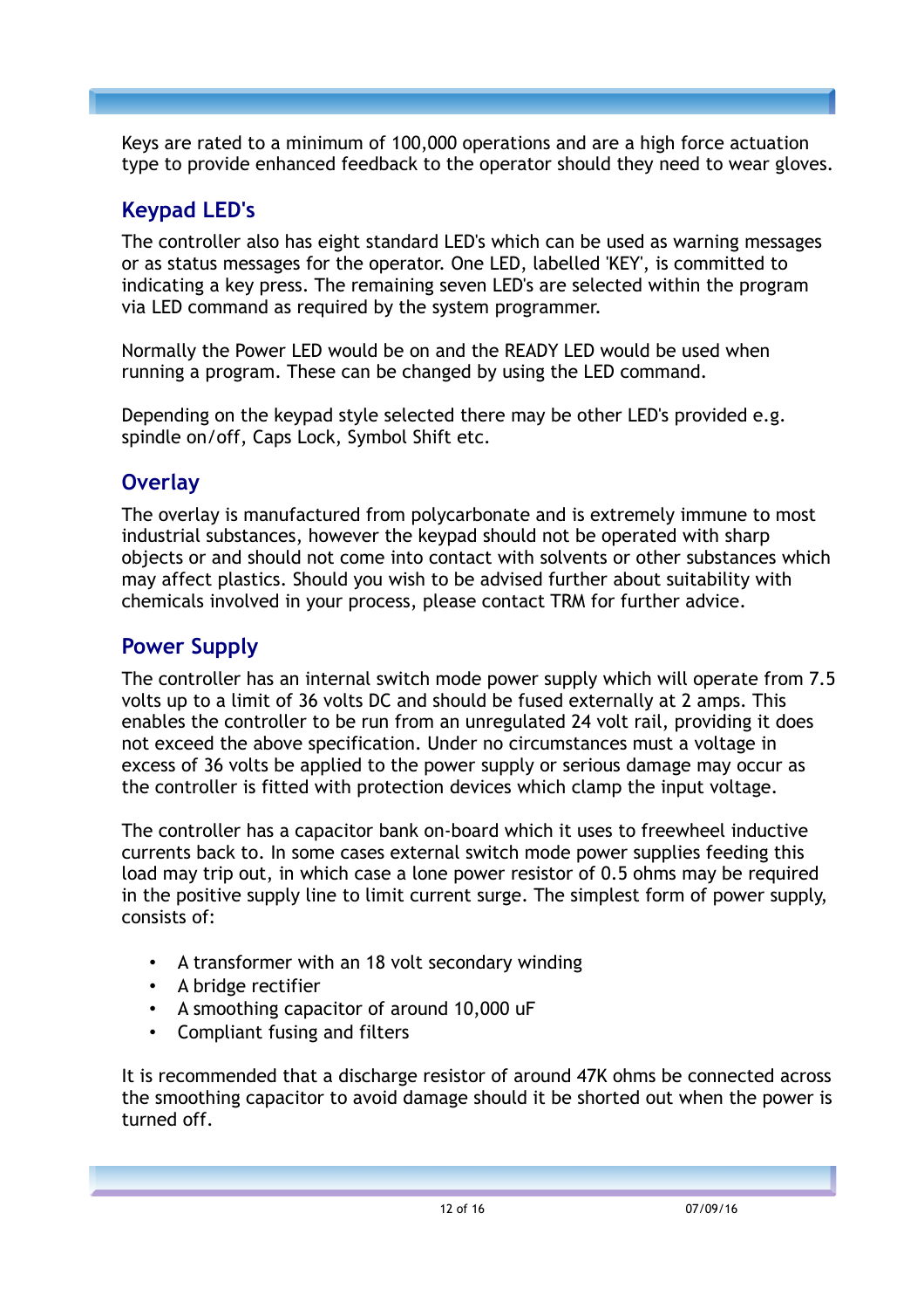Keys are rated to a minimum of 100,000 operations and are a high force actuation type to provide enhanced feedback to the operator should they need to wear gloves.

## Keypad LED's

The controller also has eight standard LED's which can be used as warning messages or as status messages for the operator. One LED, labelled 'KEY', is committed to indicating a key press. The remaining seven LED's are selected within the program via LED command as required by the system programmer.

Normally the Power LED would be on and the READY LED would be used when running a program. These can be changed by using the LED command.

Depending on the keypad style selected there may be other LED's provided e.g. spindle on/off, Caps Lock, Symbol Shift etc.

## Overlay

The overlay is manufactured from polycarbonate and is extremely immune to most industrial substances, however the keypad should not be operated with sharp objects or and should not come into contact with solvents or other substances which may affect plastics. Should you wish to be advised further about suitability with chemicals involved in your process, please contact TRM for further advice.

## Power Supply

The controller has an internal switch mode power supply which will operate from 7.5 volts up to a limit of 36 volts DC and should be fused externally at 2 amps. This enables the controller to be run from an unregulated 24 volt rail, providing it does not exceed the above specification. Under no circumstances must a voltage in excess of 36 volts be applied to the power supply or serious damage may occur as the controller is fitted with protection devices which clamp the input voltage.

The controller has a capacitor bank on-board which it uses to freewheel inductive currents back to. In some cases external switch mode power supplies feeding this load may trip out, in which case a lone power resistor of 0.5 ohms may be required in the positive supply line to limit current surge. The simplest form of power supply, consists of:

- A transformer with an 18 volt secondary winding
- A bridge rectifier
- A smoothing capacitor of around 10,000 uF
- Compliant fusing and filters

It is recommended that a discharge resistor of around 47K ohms be connected across the smoothing capacitor to avoid damage should it be shorted out when the power is turned off.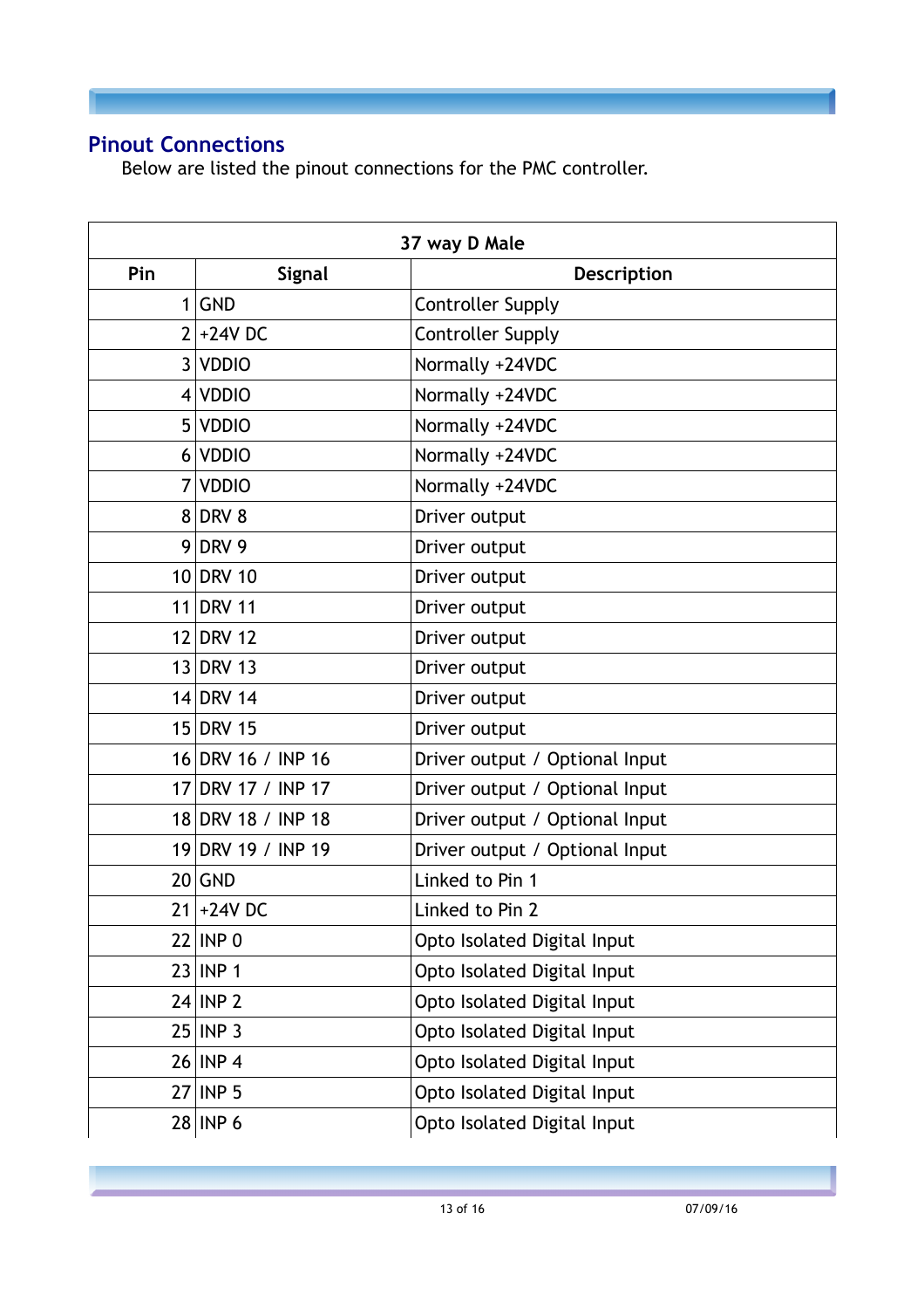## Pinout Connections

Below are listed the pinout connections for the PMC controller.

| 37 way D Male | | |
|---|---|---|
| **Pin** | **Signal** | **Description** |
| 1 | GND | Controller Supply |
| 2 | +24V DC | Controller Supply |
| 3 | VDDIO | Normally +24VDC |
| 4 | VDDIO | Normally +24VDC |
| 5 | VDDIO | Normally +24VDC |
| 6 | VDDIO | Normally +24VDC |
| 7 | VDDIO | Normally +24VDC |
| 8 | DRV 8 | Driver output |
| 9 | DRV 9 | Driver output |
| 10 | DRV 10 | Driver output |
| 11 | DRV 11 | Driver output |
| 12 | DRV 12 | Driver output |
| 13 | DRV 13 | Driver output |
| 14 | DRV 14 | Driver output |
| 15 | DRV 15 | Driver output |
| 16 | DRV 16 / INP 16 | Driver output / Optional Input |
| 17 | DRV 17 / INP 17 | Driver output / Optional Input |
| 18 | DRV 18 / INP 18 | Driver output / Optional Input |
| 19 | DRV 19 / INP 19 | Driver output / Optional Input |
| 20 | GND | Linked to Pin 1 |
| 21 | +24V DC | Linked to Pin 2 |
| 22 | INP 0 | Opto Isolated Digital Input |
| 23 | INP 1 | Opto Isolated Digital Input |
| 24 | INP 2 | Opto Isolated Digital Input |
| 25 | INP 3 | Opto Isolated Digital Input |
| 26 | INP 4 | Opto Isolated Digital Input |
| 27 | INP 5 | Opto Isolated Digital Input |
| 28 | INP 6 | Opto Isolated Digital Input |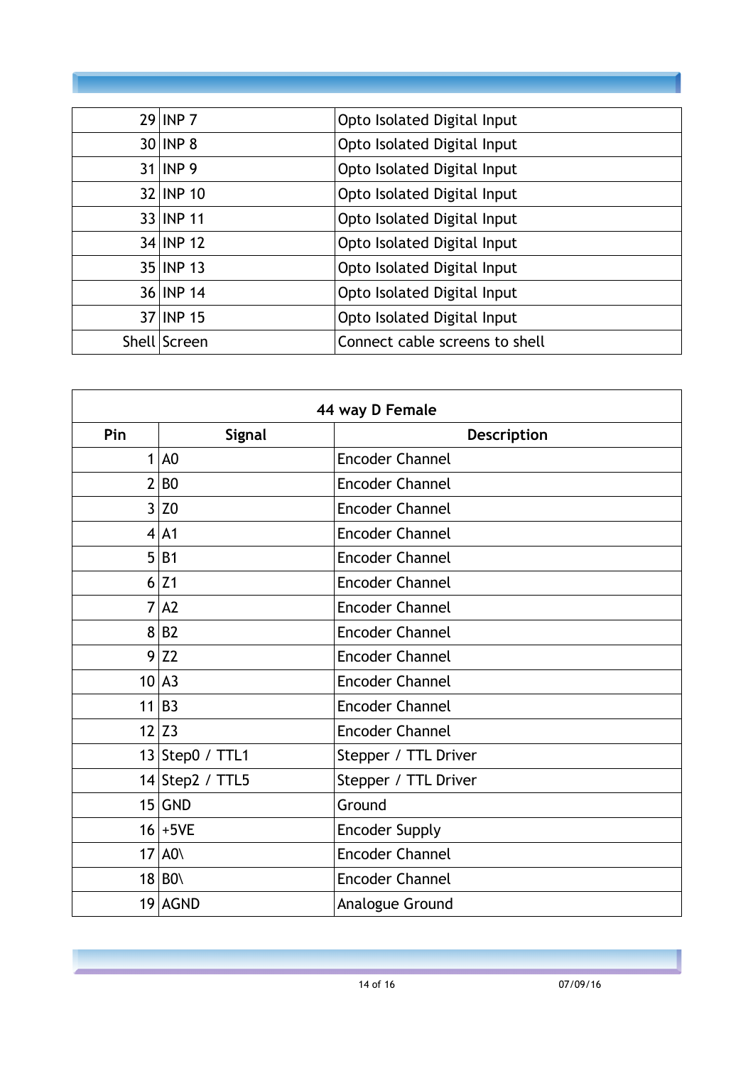| | | |
|---|---|---|
| 29 | INP 7 | Opto Isolated Digital Input |
| 30 | INP 8 | Opto Isolated Digital Input |
| 31 | INP 9 | Opto Isolated Digital Input |
| 32 | INP 10 | Opto Isolated Digital Input |
| 33 | INP 11 | Opto Isolated Digital Input |
| 34 | INP 12 | Opto Isolated Digital Input |
| 35 | INP 13 | Opto Isolated Digital Input |
| 36 | INP 14 | Opto Isolated Digital Input |
| 37 | INP 15 | Opto Isolated Digital Input |
| Shell | Screen | Connect cable screens to shell |

| **44 way D Female** | | |
|---|---|---|
| **Pin** | **Signal** | **Description** |
| 1 | A0 | Encoder Channel |
| 2 | B0 | Encoder Channel |
| 3 | Z0 | Encoder Channel |
| 4 | A1 | Encoder Channel |
| 5 | B1 | Encoder Channel |
| 6 | Z1 | Encoder Channel |
| 7 | A2 | Encoder Channel |
| 8 | B2 | Encoder Channel |
| 9 | Z2 | Encoder Channel |
| 10 | A3 | Encoder Channel |
| 11 | B3 | Encoder Channel |
| 12 | Z3 | Encoder Channel |
| 13 | Step0 / TTL1 | Stepper / TTL Driver |
| 14 | Step2 / TTL5 | Stepper / TTL Driver |
| 15 | GND | Ground |
| 16 | +5VE | Encoder Supply |
| 17 | A0\ | Encoder Channel |
| 18 | B0\ | Encoder Channel |
| 19 | AGND | Analogue Ground |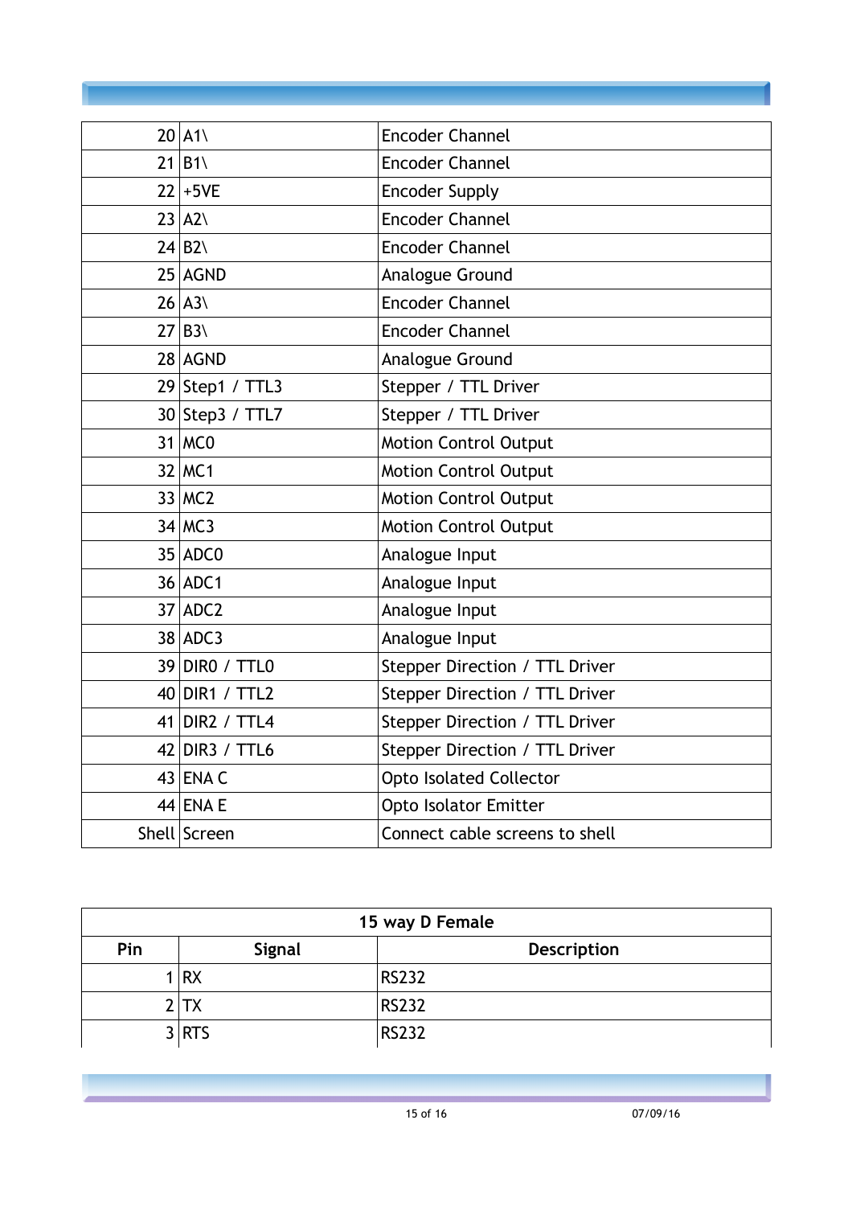| | | |
|---|---|---|
| 20 | A1\ | Encoder Channel |
| 21 | B1\ | Encoder Channel |
| 22 | +5VE | Encoder Supply |
| 23 | A2\ | Encoder Channel |
| 24 | B2\ | Encoder Channel |
| 25 | AGND | Analogue Ground |
| 26 | A3\ | Encoder Channel |
| 27 | B3\ | Encoder Channel |
| 28 | AGND | Analogue Ground |
| 29 | Step1 / TTL3 | Stepper / TTL Driver |
| 30 | Step3 / TTL7 | Stepper / TTL Driver |
| 31 | MC0 | Motion Control Output |
| 32 | MC1 | Motion Control Output |
| 33 | MC2 | Motion Control Output |
| 34 | MC3 | Motion Control Output |
| 35 | ADC0 | Analogue Input |
| 36 | ADC1 | Analogue Input |
| 37 | ADC2 | Analogue Input |
| 38 | ADC3 | Analogue Input |
| 39 | DIR0 / TTL0 | Stepper Direction / TTL Driver |
| 40 | DIR1 / TTL2 | Stepper Direction / TTL Driver |
| 41 | DIR2 / TTL4 | Stepper Direction / TTL Driver |
| 42 | DIR3 / TTL6 | Stepper Direction / TTL Driver |
| 43 | ENA C | Opto Isolated Collector |
| 44 | ENA E | Opto Isolator Emitter |
| Shell | Screen | Connect cable screens to shell |

| 15 way D Female | | |
|---|---|---|
| **Pin** | **Signal** | **Description** |
| 1 | RX | RS232 |
| 2 | TX | RS232 |
| 3 | RTS | RS232 |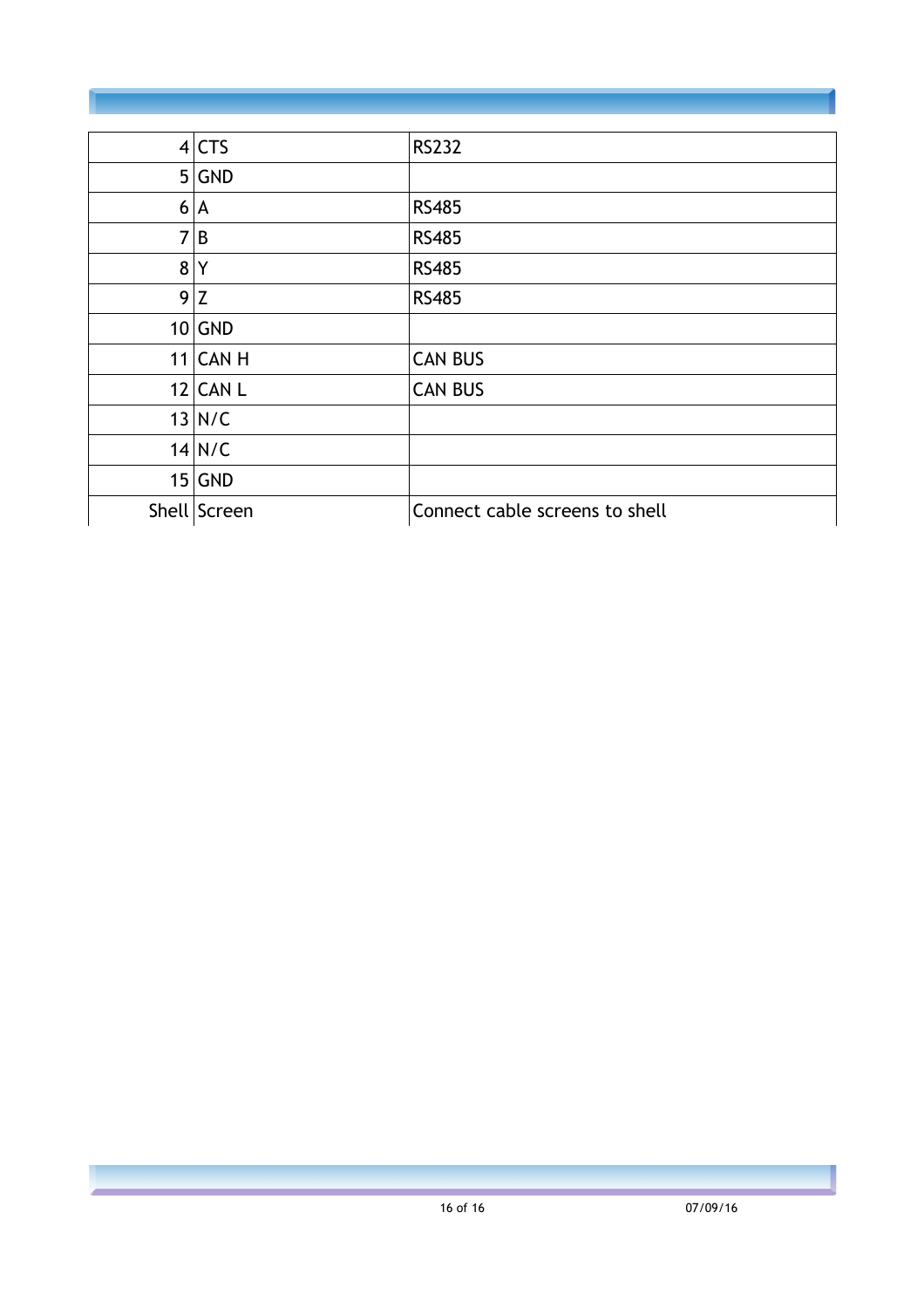| | | |
|---|---|---|
| 4 | CTS | RS232 |
| 5 | GND | |
| 6 | A | RS485 |
| 7 | B | RS485 |
| 8 | Y | RS485 |
| 9 | Z | RS485 |
| 10 | GND | |
| 11 | CAN H | CAN BUS |
| 12 | CAN L | CAN BUS |
| 13 | N/C | |
| 14 | N/C | |
| 15 | GND | |
| Shell | Screen | Connect cable screens to shell |

07/09/16